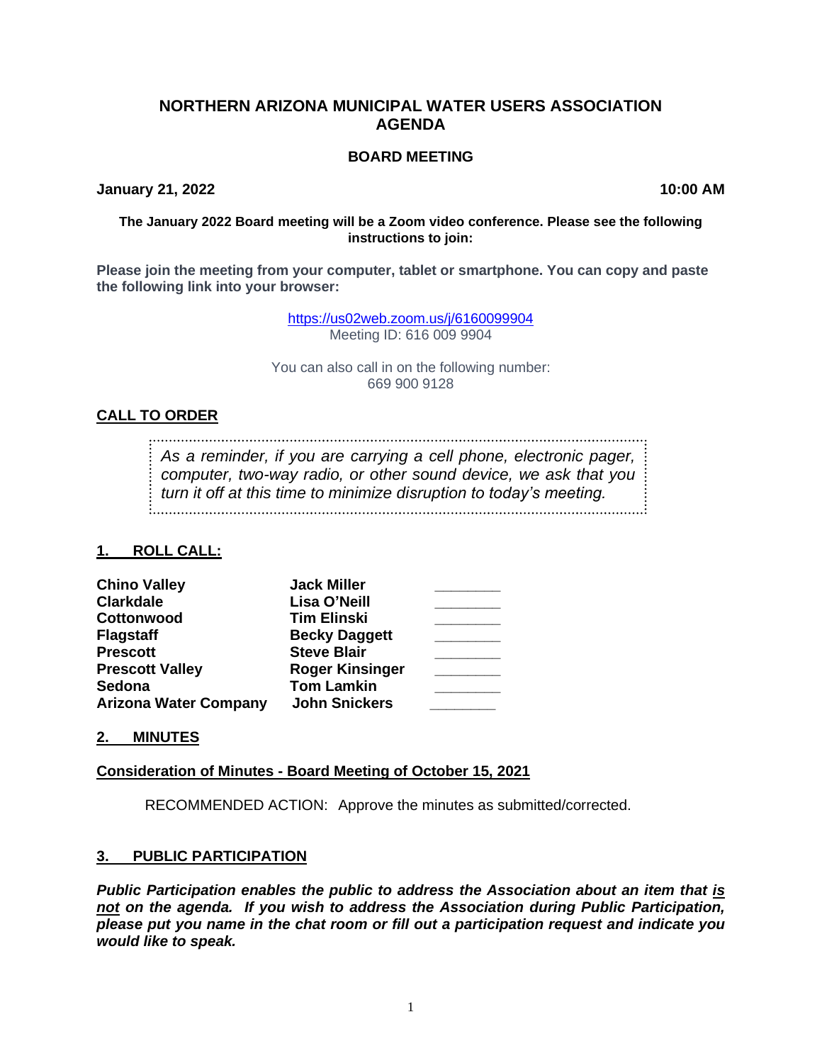# NORTHERN ARIZONA MUNICIPAL WATER USERS ASSOCIATION AGENDA

## BOARD MEETING

**January 21, 2022** **10:00 AM**

**The January 2022 Board meeting will be a Zoom video conference. Please see the following instructions to join:**

**Please join the meeting from your computer, tablet or smartphone. You can copy and paste the following link into your browser:**

https://us02web.zoom.us/j/6160099904
Meeting ID: 616 009 9904

You can also call in on the following number:
669 900 9128

## CALL TO ORDER

*As a reminder, if you are carrying a cell phone, electronic pager, computer, two-way radio, or other sound device, we ask that you turn it off at this time to minimize disruption to today's meeting.*

## 1. ROLL CALL:

| | | |
|---|---|---|
| **Chino Valley** | **Jack Miller** | ________ |
| **Clarkdale** | **Lisa O'Neill** | ________ |
| **Cottonwood** | **Tim Elinski** | ________ |
| **Flagstaff** | **Becky Daggett** | ________ |
| **Prescott** | **Steve Blair** | ________ |
| **Prescott Valley** | **Roger Kinsinger** | ________ |
| **Sedona** | **Tom Lamkin** | ________ |
| **Arizona Water Company** | **John Snickers** | ________ |

## 2. MINUTES

**Consideration of Minutes - Board Meeting of October 15, 2021**

RECOMMENDED ACTION: Approve the minutes as submitted/corrected.

## 3. PUBLIC PARTICIPATION

***Public Participation enables the public to address the Association about an item that is not on the agenda. If you wish to address the Association during Public Participation, please put you name in the chat room or fill out a participation request and indicate you would like to speak.***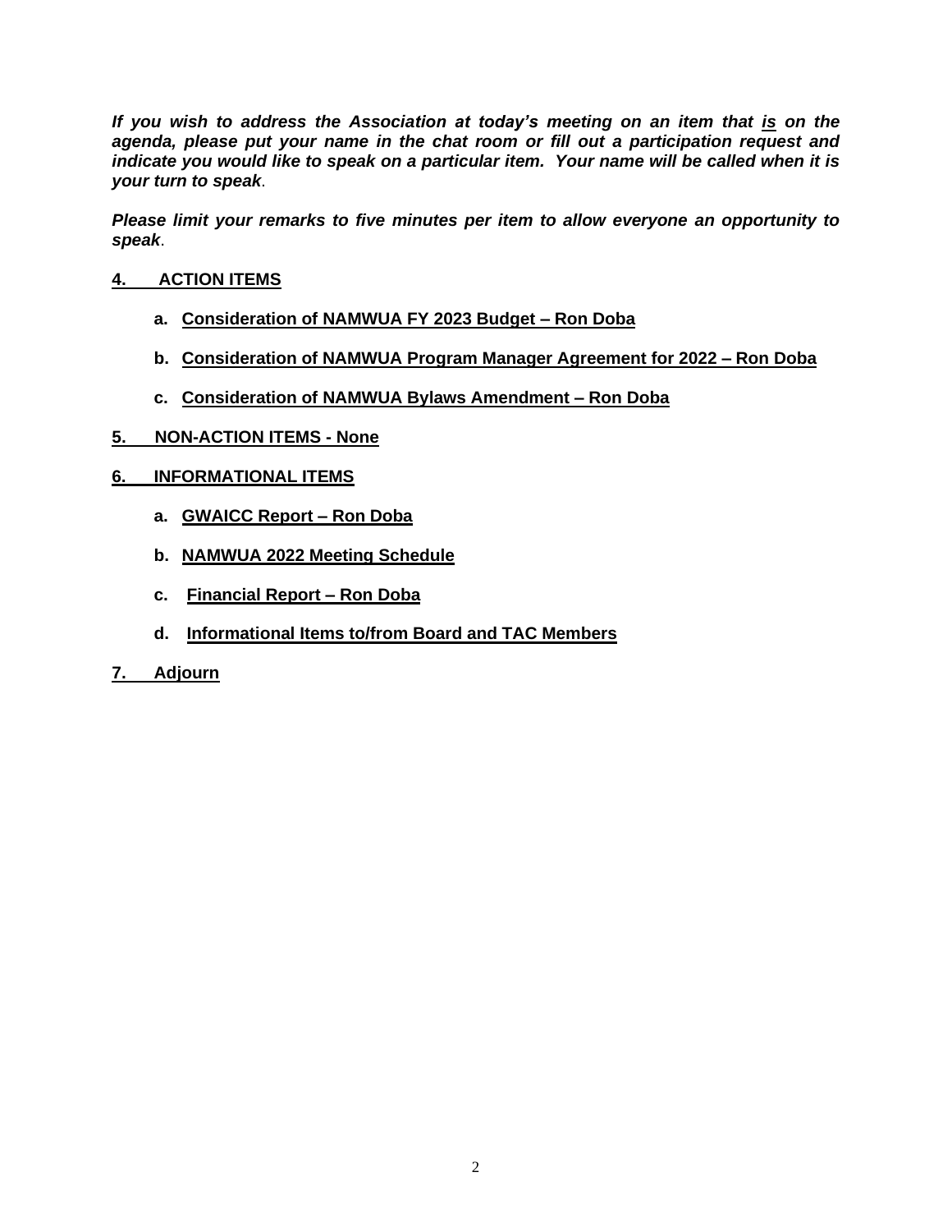***If you wish to address the Association at today's meeting on an item that is on the agenda, please put your name in the chat room or fill out a participation request and indicate you would like to speak on a particular item. Your name will be called when it is your turn to speak***.

***Please limit your remarks to five minutes per item to allow everyone an opportunity to speak***.

**4. ACTION ITEMS**

- **a. Consideration of NAMWUA FY 2023 Budget – Ron Doba**
- **b. Consideration of NAMWUA Program Manager Agreement for 2022 – Ron Doba**
- **c. Consideration of NAMWUA Bylaws Amendment – Ron Doba**

**5. NON-ACTION ITEMS - None**

**6. INFORMATIONAL ITEMS**

- **a. GWAICC Report – Ron Doba**
- **b. NAMWUA 2022 Meeting Schedule**
- **c. Financial Report – Ron Doba**
- **d. Informational Items to/from Board and TAC Members**

**7. Adjourn**